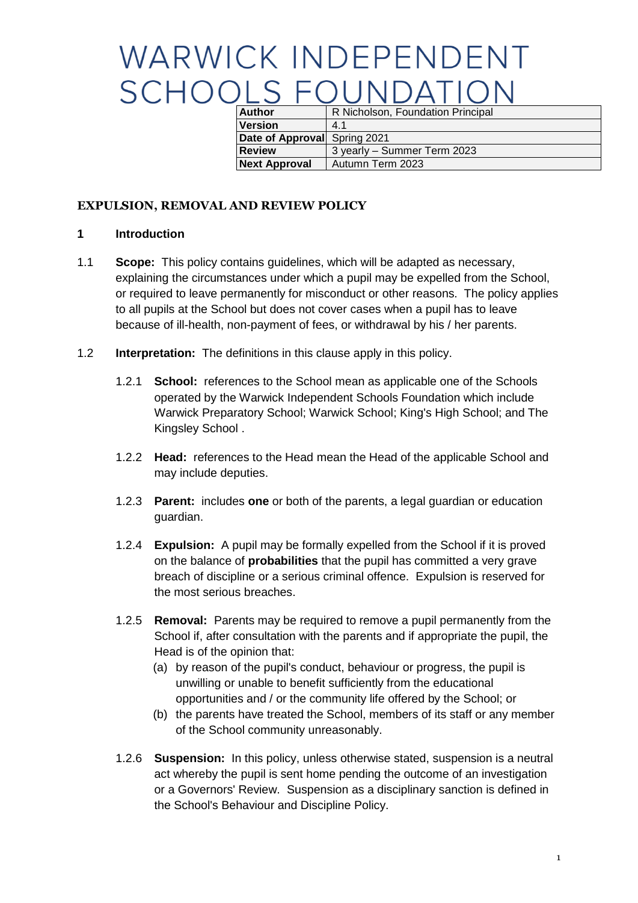# WARWICK INDEPENDENT SCHOOLS FOUNDATION

| Author | R Nicholson, Foundation Principal |
|---|---|
| Version | 4.1 |
| Date of Approval | Spring 2021 |
| Review | 3 yearly – Summer Term 2023 |
| Next Approval | Autumn Term 2023 |

## EXPULSION, REMOVAL AND REVIEW POLICY

### 1 Introduction

1.1 **Scope:** This policy contains guidelines, which will be adapted as necessary, explaining the circumstances under which a pupil may be expelled from the School, or required to leave permanently for misconduct or other reasons. The policy applies to all pupils at the School but does not cover cases when a pupil has to leave because of ill-health, non-payment of fees, or withdrawal by his / her parents.

1.2 **Interpretation:** The definitions in this clause apply in this policy.

1.2.1 **School:** references to the School mean as applicable one of the Schools operated by the Warwick Independent Schools Foundation which include Warwick Preparatory School; Warwick School; King's High School; and The Kingsley School .

1.2.2 **Head:** references to the Head mean the Head of the applicable School and may include deputies.

1.2.3 **Parent:** includes **one** or both of the parents, a legal guardian or education guardian.

1.2.4 **Expulsion:** A pupil may be formally expelled from the School if it is proved on the balance of **probabilities** that the pupil has committed a very grave breach of discipline or a serious criminal offence. Expulsion is reserved for the most serious breaches.

1.2.5 **Removal:** Parents may be required to remove a pupil permanently from the School if, after consultation with the parents and if appropriate the pupil, the Head is of the opinion that:

(a) by reason of the pupil's conduct, behaviour or progress, the pupil is unwilling or unable to benefit sufficiently from the educational opportunities and / or the community life offered by the School; or

(b) the parents have treated the School, members of its staff or any member of the School community unreasonably.

1.2.6 **Suspension:** In this policy, unless otherwise stated, suspension is a neutral act whereby the pupil is sent home pending the outcome of an investigation or a Governors' Review. Suspension as a disciplinary sanction is defined in the School's Behaviour and Discipline Policy.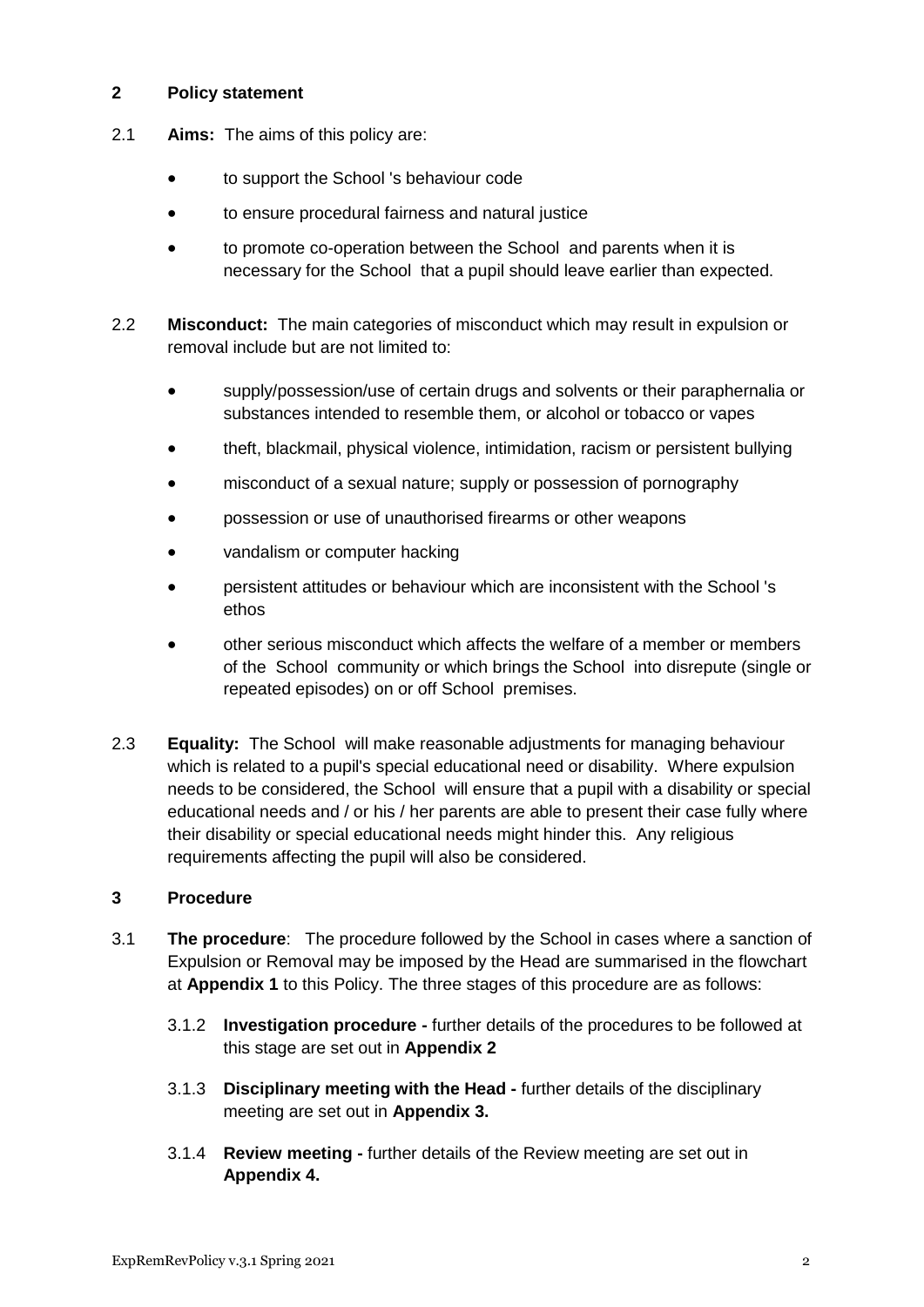## 2 Policy statement

2.1 **Aims:** The aims of this policy are:

- to support the School 's behaviour code
- to ensure procedural fairness and natural justice
- to promote co-operation between the School and parents when it is necessary for the School that a pupil should leave earlier than expected.

2.2 **Misconduct:** The main categories of misconduct which may result in expulsion or removal include but are not limited to:

- supply/possession/use of certain drugs and solvents or their paraphernalia or substances intended to resemble them, or alcohol or tobacco or vapes
- theft, blackmail, physical violence, intimidation, racism or persistent bullying
- misconduct of a sexual nature; supply or possession of pornography
- possession or use of unauthorised firearms or other weapons
- vandalism or computer hacking
- persistent attitudes or behaviour which are inconsistent with the School 's ethos
- other serious misconduct which affects the welfare of a member or members of the School community or which brings the School into disrepute (single or repeated episodes) on or off School premises.

2.3 **Equality:** The School will make reasonable adjustments for managing behaviour which is related to a pupil's special educational need or disability. Where expulsion needs to be considered, the School will ensure that a pupil with a disability or special educational needs and / or his / her parents are able to present their case fully where their disability or special educational needs might hinder this. Any religious requirements affecting the pupil will also be considered.

## 3 Procedure

3.1 **The procedure**: The procedure followed by the School in cases where a sanction of Expulsion or Removal may be imposed by the Head are summarised in the flowchart at **Appendix 1** to this Policy. The three stages of this procedure are as follows:

3.1.2 **Investigation procedure -** further details of the procedures to be followed at this stage are set out in **Appendix 2**

3.1.3 **Disciplinary meeting with the Head -** further details of the disciplinary meeting are set out in **Appendix 3.**

3.1.4 **Review meeting -** further details of the Review meeting are set out in **Appendix 4.**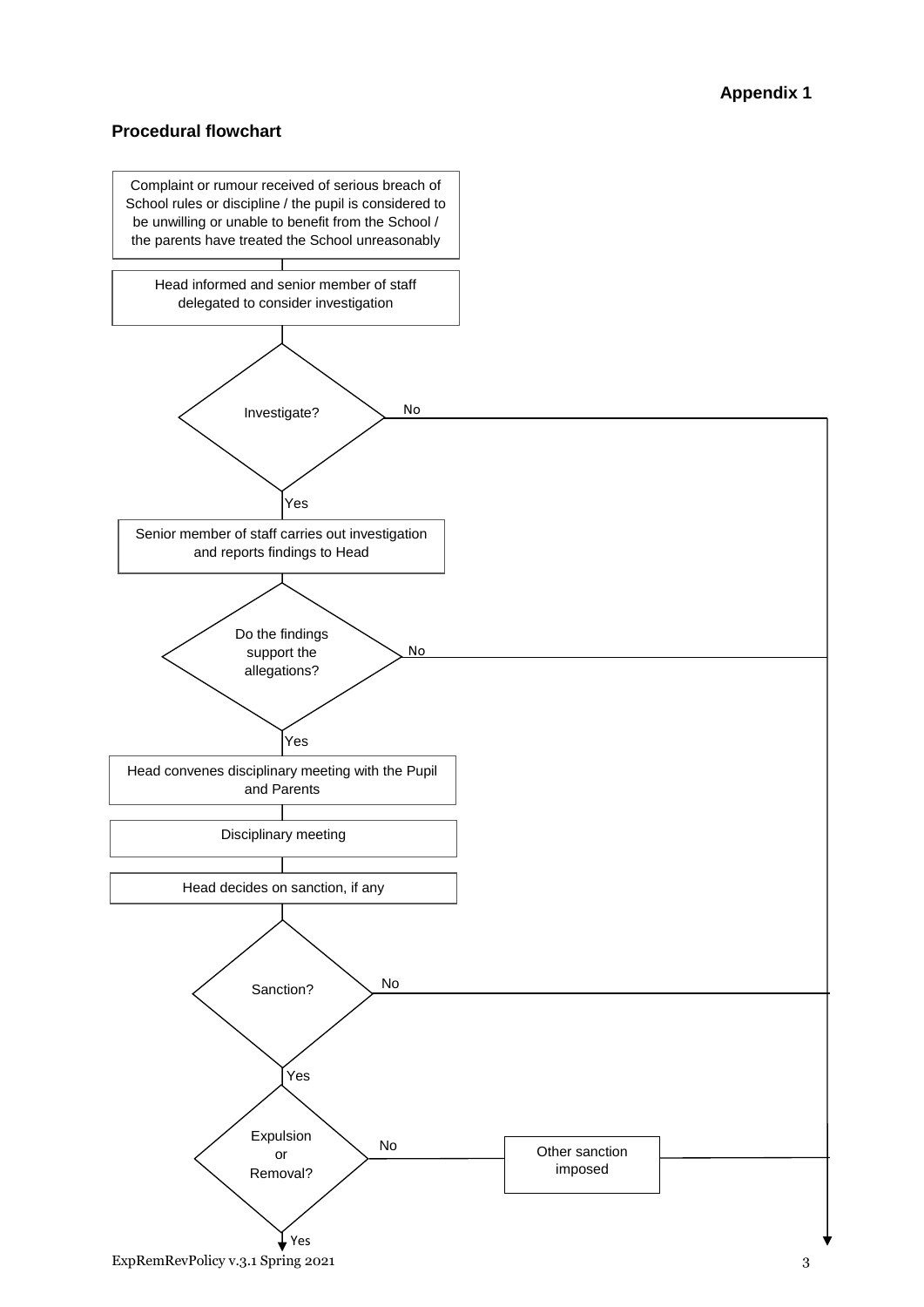**Appendix 1**

## Procedural flowchart

Complaint or rumour received of serious breach of School rules or discipline / the pupil is considered to be unwilling or unable to benefit from the School / the parents have treated the School unreasonably

Head informed and senior member of staff delegated to consider investigation

Investigate?

- No
- Yes

Senior member of staff carries out investigation and reports findings to Head

Do the findings support the allegations?

- No
- Yes

Head convenes disciplinary meeting with the Pupil and Parents

Disciplinary meeting

Head decides on sanction, if any

Sanction?

- No
- Yes

Expulsion or Removal?

- No → Other sanction imposed
- Yes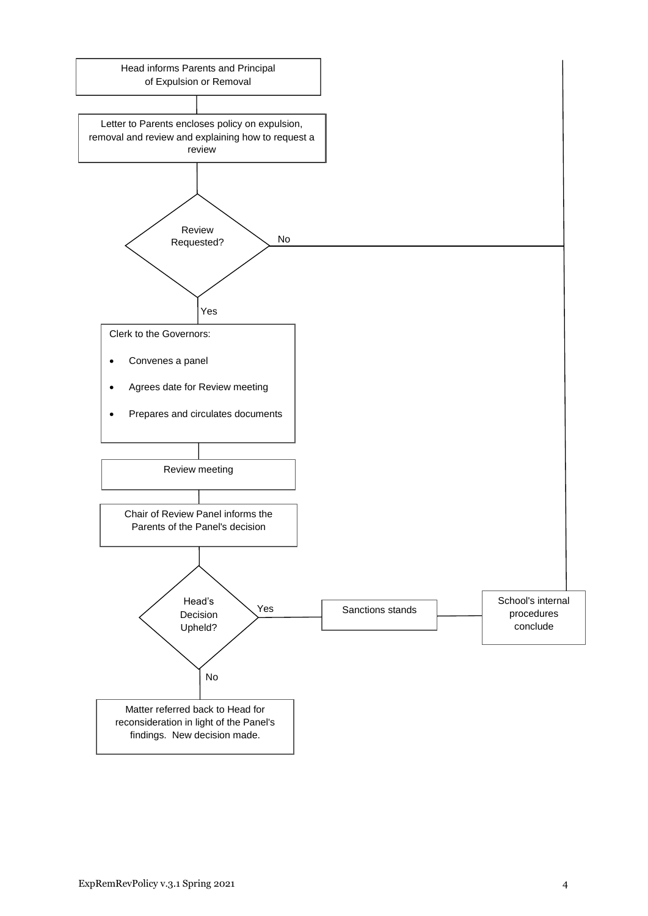Head informs Parents and Principal of Expulsion or Removal

Letter to Parents encloses policy on expulsion, removal and review and explaining how to request a review

**Review Requested?**

- No → School's internal procedures conclude
- Yes → Clerk to the Governors:
  - Convenes a panel
  - Agrees date for Review meeting
  - Prepares and circulates documents

Review meeting

Chair of Review Panel informs the Parents of the Panel's decision

**Head's Decision Upheld?**

- Yes → Sanctions stands → School's internal procedures conclude
- No → Matter referred back to Head for reconsideration in light of the Panel's findings. New decision made.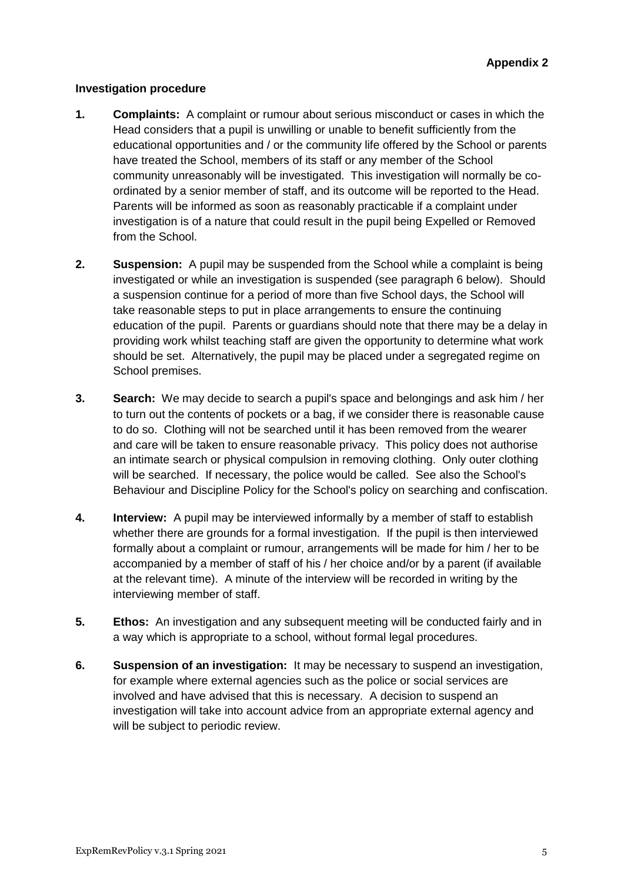**Appendix 2**

**Investigation procedure**

1. **Complaints:** A complaint or rumour about serious misconduct or cases in which the Head considers that a pupil is unwilling or unable to benefit sufficiently from the educational opportunities and / or the community life offered by the School or parents have treated the School, members of its staff or any member of the School community unreasonably will be investigated. This investigation will normally be co-ordinated by a senior member of staff, and its outcome will be reported to the Head. Parents will be informed as soon as reasonably practicable if a complaint under investigation is of a nature that could result in the pupil being Expelled or Removed from the School.

2. **Suspension:** A pupil may be suspended from the School while a complaint is being investigated or while an investigation is suspended (see paragraph 6 below). Should a suspension continue for a period of more than five School days, the School will take reasonable steps to put in place arrangements to ensure the continuing education of the pupil. Parents or guardians should note that there may be a delay in providing work whilst teaching staff are given the opportunity to determine what work should be set. Alternatively, the pupil may be placed under a segregated regime on School premises.

3. **Search:** We may decide to search a pupil's space and belongings and ask him / her to turn out the contents of pockets or a bag, if we consider there is reasonable cause to do so. Clothing will not be searched until it has been removed from the wearer and care will be taken to ensure reasonable privacy. This policy does not authorise an intimate search or physical compulsion in removing clothing. Only outer clothing will be searched. If necessary, the police would be called. See also the School's Behaviour and Discipline Policy for the School's policy on searching and confiscation.

4. **Interview:** A pupil may be interviewed informally by a member of staff to establish whether there are grounds for a formal investigation. If the pupil is then interviewed formally about a complaint or rumour, arrangements will be made for him / her to be accompanied by a member of staff of his / her choice and/or by a parent (if available at the relevant time). A minute of the interview will be recorded in writing by the interviewing member of staff.

5. **Ethos:** An investigation and any subsequent meeting will be conducted fairly and in a way which is appropriate to a school, without formal legal procedures.

6. **Suspension of an investigation:** It may be necessary to suspend an investigation, for example where external agencies such as the police or social services are involved and have advised that this is necessary. A decision to suspend an investigation will take into account advice from an appropriate external agency and will be subject to periodic review.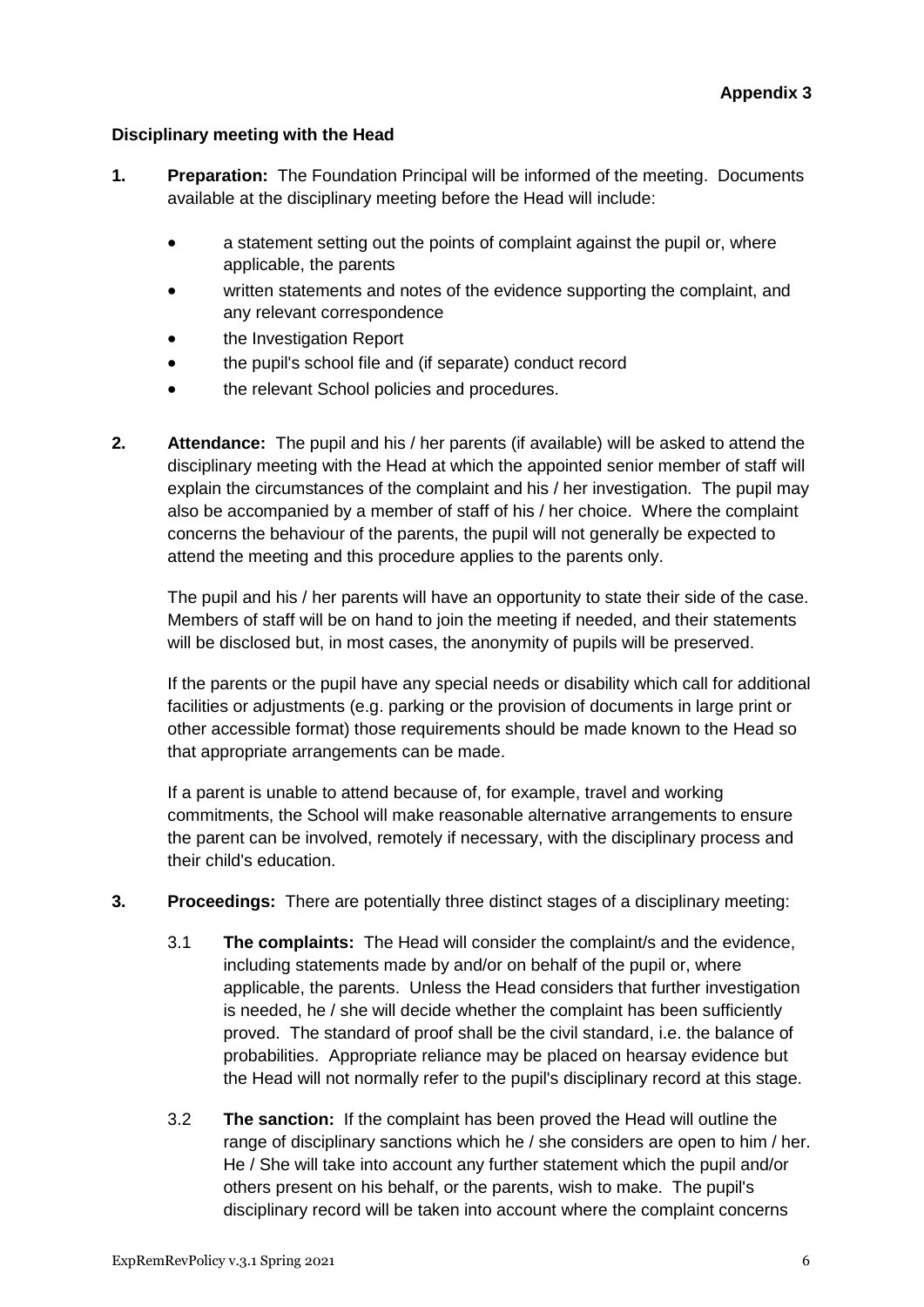**Appendix 3**

**Disciplinary meeting with the Head**

**1. Preparation:** The Foundation Principal will be informed of the meeting. Documents available at the disciplinary meeting before the Head will include:

- a statement setting out the points of complaint against the pupil or, where applicable, the parents
- written statements and notes of the evidence supporting the complaint, and any relevant correspondence
- the Investigation Report
- the pupil's school file and (if separate) conduct record
- the relevant School policies and procedures.

**2. Attendance:** The pupil and his / her parents (if available) will be asked to attend the disciplinary meeting with the Head at which the appointed senior member of staff will explain the circumstances of the complaint and his / her investigation. The pupil may also be accompanied by a member of staff of his / her choice. Where the complaint concerns the behaviour of the parents, the pupil will not generally be expected to attend the meeting and this procedure applies to the parents only.

The pupil and his / her parents will have an opportunity to state their side of the case. Members of staff will be on hand to join the meeting if needed, and their statements will be disclosed but, in most cases, the anonymity of pupils will be preserved.

If the parents or the pupil have any special needs or disability which call for additional facilities or adjustments (e.g. parking or the provision of documents in large print or other accessible format) those requirements should be made known to the Head so that appropriate arrangements can be made.

If a parent is unable to attend because of, for example, travel and working commitments, the School will make reasonable alternative arrangements to ensure the parent can be involved, remotely if necessary, with the disciplinary process and their child's education.

**3. Proceedings:** There are potentially three distinct stages of a disciplinary meeting:

3.1 **The complaints:** The Head will consider the complaint/s and the evidence, including statements made by and/or on behalf of the pupil or, where applicable, the parents. Unless the Head considers that further investigation is needed, he / she will decide whether the complaint has been sufficiently proved. The standard of proof shall be the civil standard, i.e. the balance of probabilities. Appropriate reliance may be placed on hearsay evidence but the Head will not normally refer to the pupil's disciplinary record at this stage.

3.2 **The sanction:** If the complaint has been proved the Head will outline the range of disciplinary sanctions which he / she considers are open to him / her. He / She will take into account any further statement which the pupil and/or others present on his behalf, or the parents, wish to make. The pupil's disciplinary record will be taken into account where the complaint concerns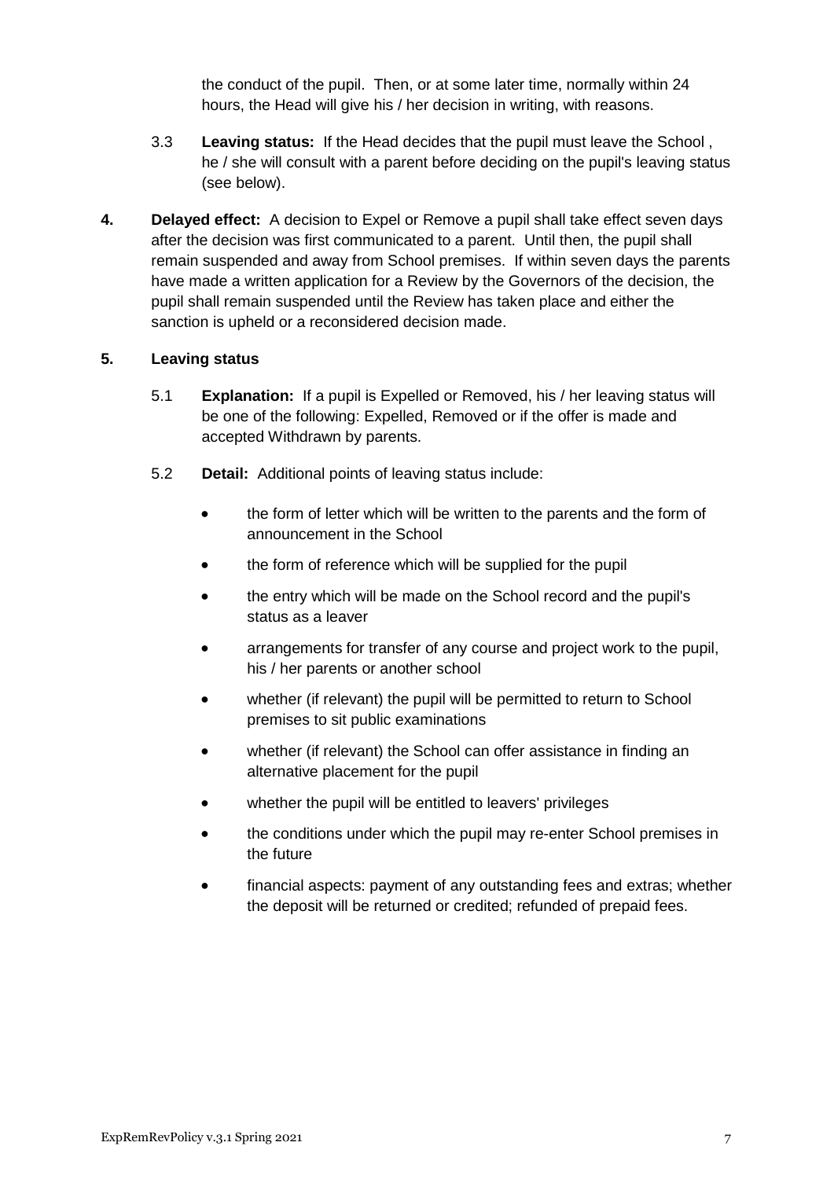the conduct of the pupil. Then, or at some later time, normally within 24 hours, the Head will give his / her decision in writing, with reasons.

3.3 **Leaving status:** If the Head decides that the pupil must leave the School , he / she will consult with a parent before deciding on the pupil's leaving status (see below).

**4. Delayed effect:** A decision to Expel or Remove a pupil shall take effect seven days after the decision was first communicated to a parent. Until then, the pupil shall remain suspended and away from School premises. If within seven days the parents have made a written application for a Review by the Governors of the decision, the pupil shall remain suspended until the Review has taken place and either the sanction is upheld or a reconsidered decision made.

**5. Leaving status**

5.1 **Explanation:** If a pupil is Expelled or Removed, his / her leaving status will be one of the following: Expelled, Removed or if the offer is made and accepted Withdrawn by parents.

5.2 **Detail:** Additional points of leaving status include:

- the form of letter which will be written to the parents and the form of announcement in the School
- the form of reference which will be supplied for the pupil
- the entry which will be made on the School record and the pupil's status as a leaver
- arrangements for transfer of any course and project work to the pupil, his / her parents or another school
- whether (if relevant) the pupil will be permitted to return to School premises to sit public examinations
- whether (if relevant) the School can offer assistance in finding an alternative placement for the pupil
- whether the pupil will be entitled to leavers' privileges
- the conditions under which the pupil may re-enter School premises in the future
- financial aspects: payment of any outstanding fees and extras; whether the deposit will be returned or credited; refunded of prepaid fees.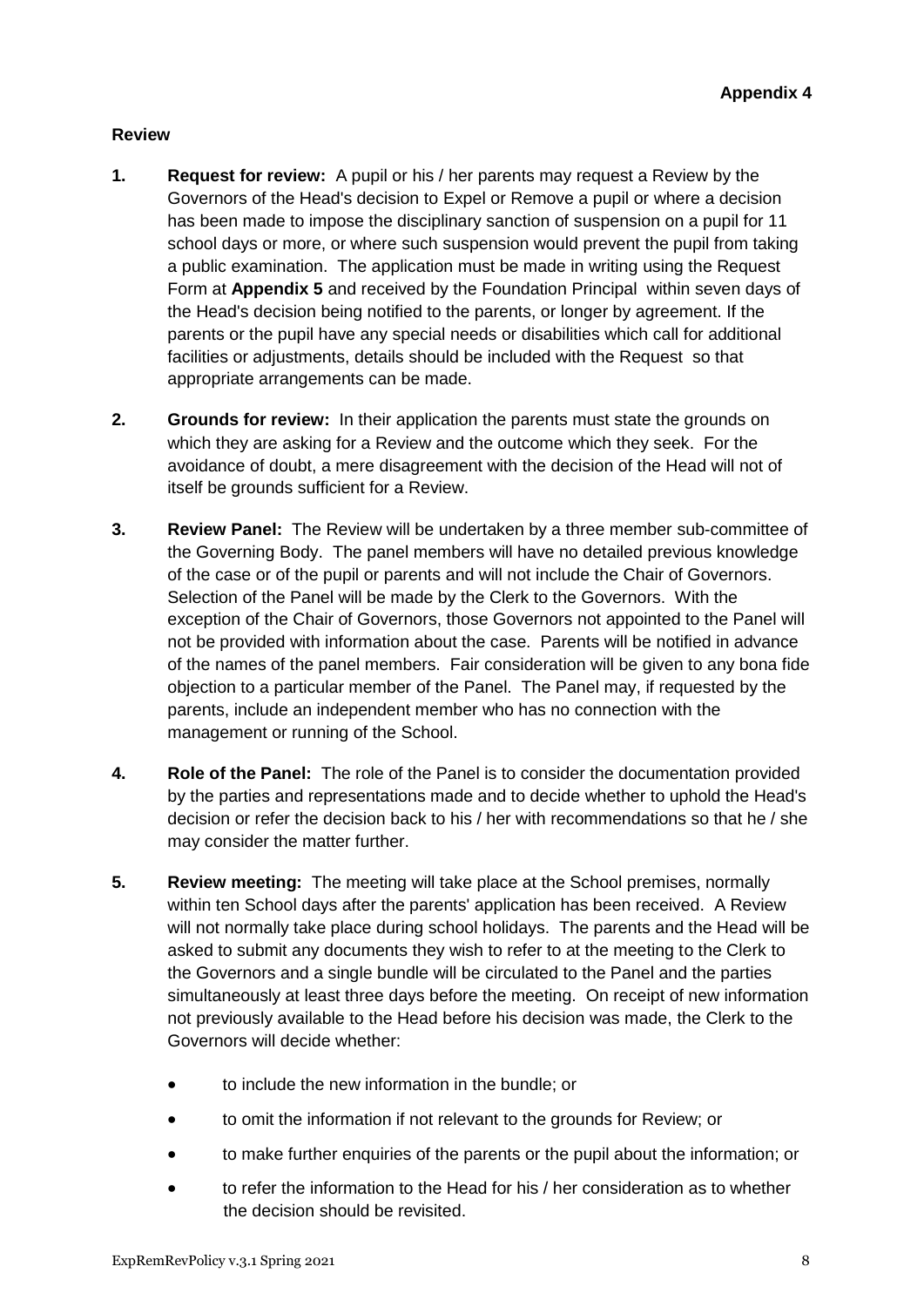**Appendix 4**

**Review**

1. **Request for review:** A pupil or his / her parents may request a Review by the Governors of the Head's decision to Expel or Remove a pupil or where a decision has been made to impose the disciplinary sanction of suspension on a pupil for 11 school days or more, or where such suspension would prevent the pupil from taking a public examination. The application must be made in writing using the Request Form at **Appendix 5** and received by the Foundation Principal within seven days of the Head's decision being notified to the parents, or longer by agreement. If the parents or the pupil have any special needs or disabilities which call for additional facilities or adjustments, details should be included with the Request so that appropriate arrangements can be made.

2. **Grounds for review:** In their application the parents must state the grounds on which they are asking for a Review and the outcome which they seek. For the avoidance of doubt, a mere disagreement with the decision of the Head will not of itself be grounds sufficient for a Review.

3. **Review Panel:** The Review will be undertaken by a three member sub-committee of the Governing Body. The panel members will have no detailed previous knowledge of the case or of the pupil or parents and will not include the Chair of Governors. Selection of the Panel will be made by the Clerk to the Governors. With the exception of the Chair of Governors, those Governors not appointed to the Panel will not be provided with information about the case. Parents will be notified in advance of the names of the panel members. Fair consideration will be given to any bona fide objection to a particular member of the Panel. The Panel may, if requested by the parents, include an independent member who has no connection with the management or running of the School.

4. **Role of the Panel:** The role of the Panel is to consider the documentation provided by the parties and representations made and to decide whether to uphold the Head's decision or refer the decision back to his / her with recommendations so that he / she may consider the matter further.

5. **Review meeting:** The meeting will take place at the School premises, normally within ten School days after the parents' application has been received. A Review will not normally take place during school holidays. The parents and the Head will be asked to submit any documents they wish to refer to at the meeting to the Clerk to the Governors and a single bundle will be circulated to the Panel and the parties simultaneously at least three days before the meeting. On receipt of new information not previously available to the Head before his decision was made, the Clerk to the Governors will decide whether:

   - to include the new information in the bundle; or
   - to omit the information if not relevant to the grounds for Review; or
   - to make further enquiries of the parents or the pupil about the information; or
   - to refer the information to the Head for his / her consideration as to whether the decision should be revisited.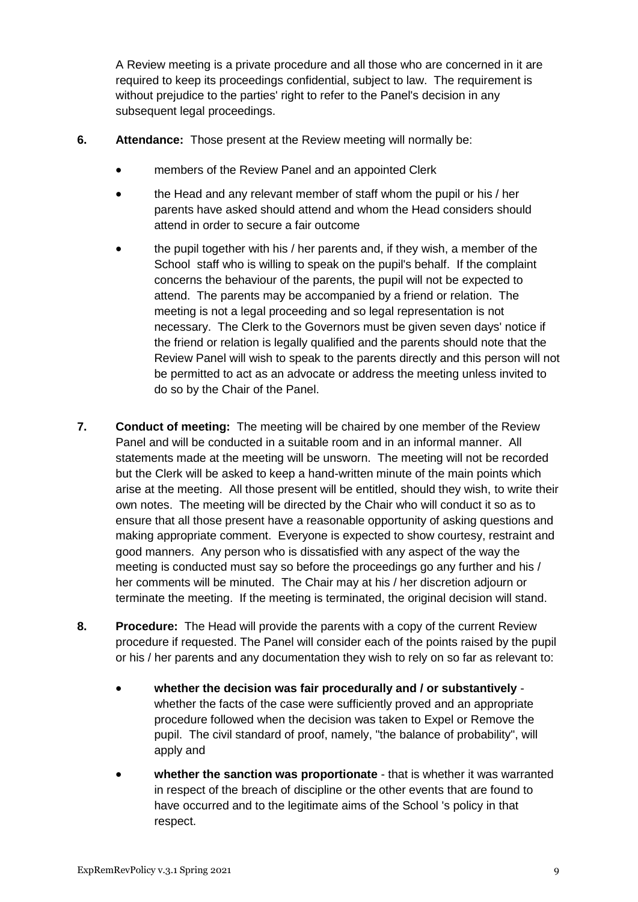A Review meeting is a private procedure and all those who are concerned in it are required to keep its proceedings confidential, subject to law. The requirement is without prejudice to the parties' right to refer to the Panel's decision in any subsequent legal proceedings.

**6. Attendance:** Those present at the Review meeting will normally be:

- members of the Review Panel and an appointed Clerk
- the Head and any relevant member of staff whom the pupil or his / her parents have asked should attend and whom the Head considers should attend in order to secure a fair outcome
- the pupil together with his / her parents and, if they wish, a member of the School staff who is willing to speak on the pupil's behalf. If the complaint concerns the behaviour of the parents, the pupil will not be expected to attend. The parents may be accompanied by a friend or relation. The meeting is not a legal proceeding and so legal representation is not necessary. The Clerk to the Governors must be given seven days' notice if the friend or relation is legally qualified and the parents should note that the Review Panel will wish to speak to the parents directly and this person will not be permitted to act as an advocate or address the meeting unless invited to do so by the Chair of the Panel.

**7. Conduct of meeting:** The meeting will be chaired by one member of the Review Panel and will be conducted in a suitable room and in an informal manner. All statements made at the meeting will be unsworn. The meeting will not be recorded but the Clerk will be asked to keep a hand-written minute of the main points which arise at the meeting. All those present will be entitled, should they wish, to write their own notes. The meeting will be directed by the Chair who will conduct it so as to ensure that all those present have a reasonable opportunity of asking questions and making appropriate comment. Everyone is expected to show courtesy, restraint and good manners. Any person who is dissatisfied with any aspect of the way the meeting is conducted must say so before the proceedings go any further and his / her comments will be minuted. The Chair may at his / her discretion adjourn or terminate the meeting. If the meeting is terminated, the original decision will stand.

**8. Procedure:** The Head will provide the parents with a copy of the current Review procedure if requested. The Panel will consider each of the points raised by the pupil or his / her parents and any documentation they wish to rely on so far as relevant to:

- **whether the decision was fair procedurally and / or substantively** - whether the facts of the case were sufficiently proved and an appropriate procedure followed when the decision was taken to Expel or Remove the pupil. The civil standard of proof, namely, "the balance of probability", will apply and
- **whether the sanction was proportionate** - that is whether it was warranted in respect of the breach of discipline or the other events that are found to have occurred and to the legitimate aims of the School 's policy in that respect.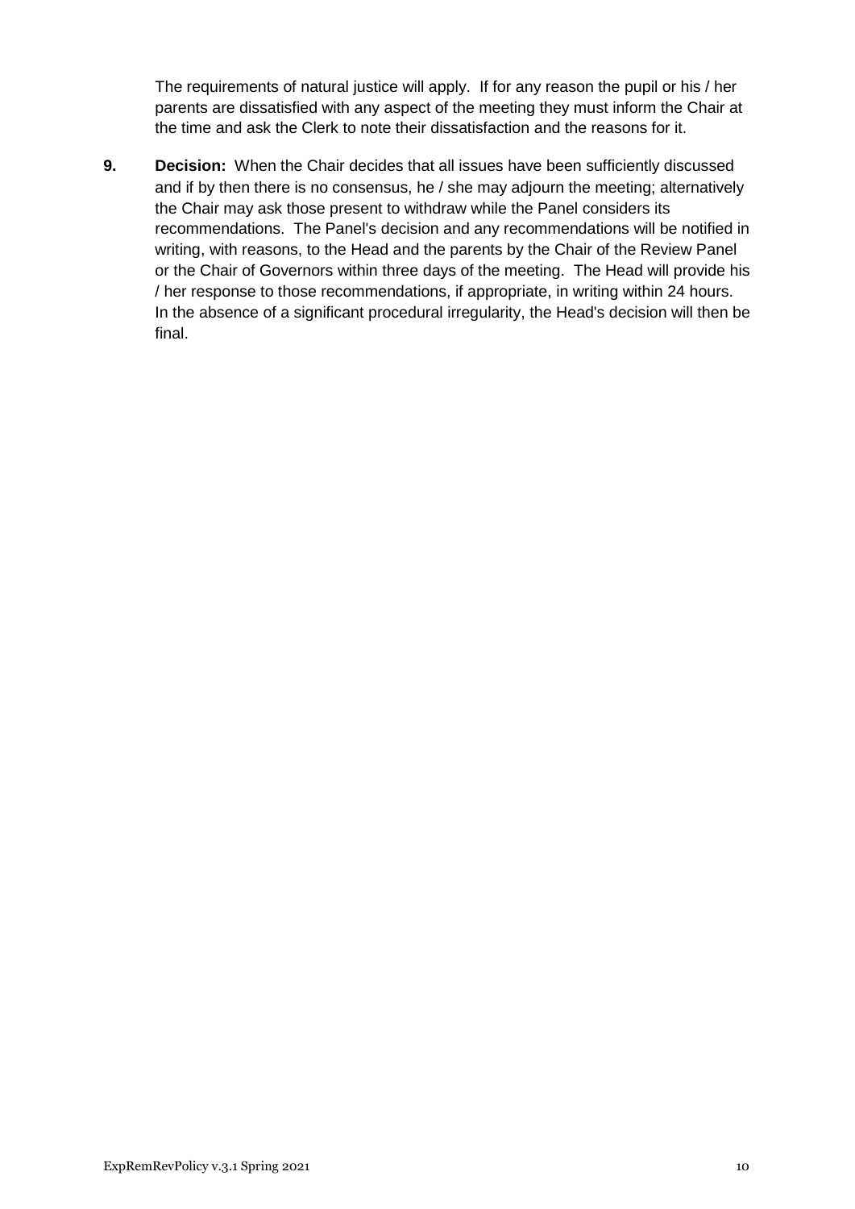The requirements of natural justice will apply. If for any reason the pupil or his / her parents are dissatisfied with any aspect of the meeting they must inform the Chair at the time and ask the Clerk to note their dissatisfaction and the reasons for it.

**9. Decision:** When the Chair decides that all issues have been sufficiently discussed and if by then there is no consensus, he / she may adjourn the meeting; alternatively the Chair may ask those present to withdraw while the Panel considers its recommendations. The Panel's decision and any recommendations will be notified in writing, with reasons, to the Head and the parents by the Chair of the Review Panel or the Chair of Governors within three days of the meeting. The Head will provide his / her response to those recommendations, if appropriate, in writing within 24 hours. In the absence of a significant procedural irregularity, the Head's decision will then be final.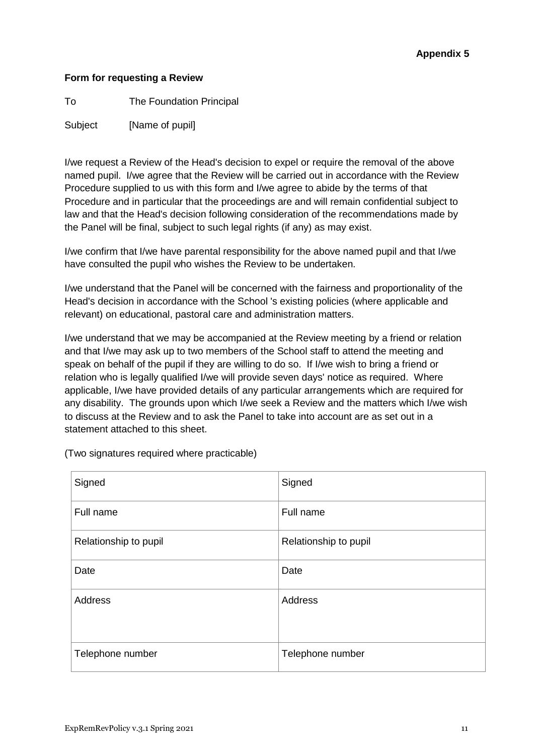**Appendix 5**

**Form for requesting a Review**

To The Foundation Principal

Subject [Name of pupil]

I/we request a Review of the Head's decision to expel or require the removal of the above named pupil. I/we agree that the Review will be carried out in accordance with the Review Procedure supplied to us with this form and I/we agree to abide by the terms of that Procedure and in particular that the proceedings are and will remain confidential subject to law and that the Head's decision following consideration of the recommendations made by the Panel will be final, subject to such legal rights (if any) as may exist.

I/we confirm that I/we have parental responsibility for the above named pupil and that I/we have consulted the pupil who wishes the Review to be undertaken.

I/we understand that the Panel will be concerned with the fairness and proportionality of the Head's decision in accordance with the School 's existing policies (where applicable and relevant) on educational, pastoral care and administration matters.

I/we understand that we may be accompanied at the Review meeting by a friend or relation and that I/we may ask up to two members of the School staff to attend the meeting and speak on behalf of the pupil if they are willing to do so. If I/we wish to bring a friend or relation who is legally qualified I/we will provide seven days' notice as required. Where applicable, I/we have provided details of any particular arrangements which are required for any disability. The grounds upon which I/we seek a Review and the matters which I/we wish to discuss at the Review and to ask the Panel to take into account are as set out in a statement attached to this sheet.

(Two signatures required where practicable)

| | |
|---|---|
| Signed | Signed |
| Full name | Full name |
| Relationship to pupil | Relationship to pupil |
| Date | Date |
| Address | Address |
| Telephone number | Telephone number |

ExpRemRevPolicy v.3.1 Spring 2021